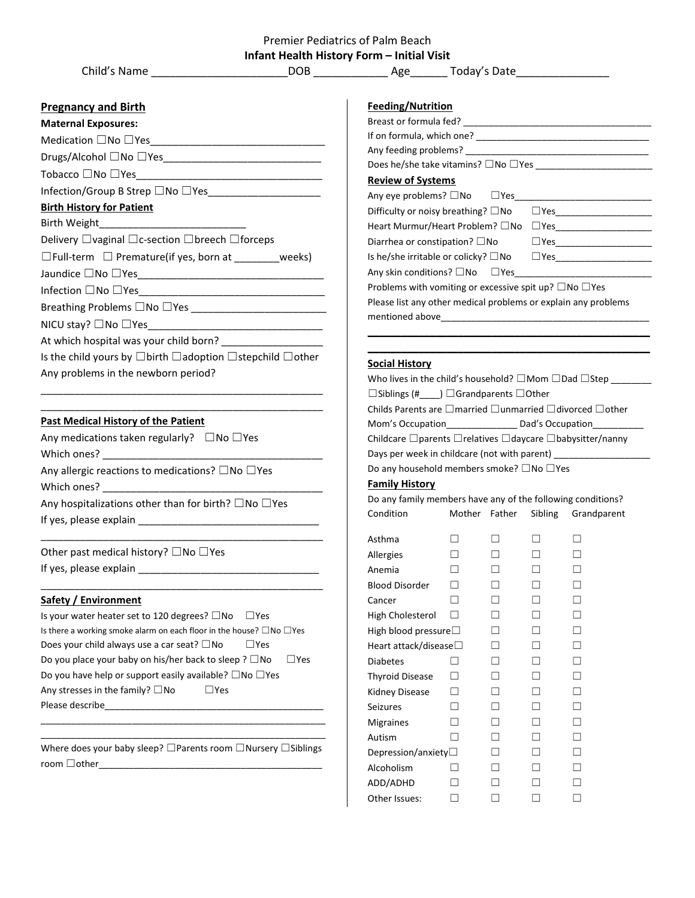Premier Pediatrics of Palm Beach

**Infant Health History Form – Initial Visit**

Child's Name ______________________DOB ____________ Age______ Today's Date_______________

**Pregnancy and Birth**

**Maternal Exposures:**

Medication ☐No ☐Yes________________________________

Drugs/Alcohol ☐No ☐Yes_____________________________

Tobacco ☐No ☐Yes__________________________________

Infection/Group B Strep ☐No ☐Yes____________________

**Birth History for Patient**

Birth Weight__________________________

Delivery ☐vaginal ☐c-section ☐breech ☐forceps

☐Full-term ☐ Premature(if yes, born at ________weeks)

Jaundice ☐No ☐Yes__________________________________

Infection ☐No ☐Yes__________________________________

Breathing Problems ☐No ☐Yes _________________________

NICU stay? ☐No ☐Yes________________________________

At which hospital was your child born? __________________

Is the child yours by ☐birth ☐adoption ☐stepchild ☐other

Any problems in the newborn period?

____________________________________________________

____________________________________________________

**Past Medical History of the Patient**

Any medications taken regularly? ☐No ☐Yes

Which ones? ________________________________________

Any allergic reactions to medications? ☐No ☐Yes

Which ones? ________________________________________

Any hospitalizations other than for birth? ☐No ☐Yes

If yes, please explain ________________________________

____________________________________________________

Other past medical history? ☐No ☐Yes

If yes, please explain ________________________________

____________________________________________________

**Safety / Environment**

Is your water heater set to 120 degrees? ☐No ☐Yes

Is there a working smoke alarm on each floor in the house? ☐No ☐Yes

Does your child always use a car seat? ☐No ☐Yes

Do you place your baby on his/her back to sleep ? ☐No ☐Yes

Do you have help or support easily available? ☐No ☐Yes

Any stresses in the family? ☐No ☐Yes

Please describe___________________________________________

____________________________________________________

____________________________________________________

Where does your baby sleep? ☐Parents room ☐Nursery ☐Siblings room ☐other____________________________________________

**Feeding/Nutrition**

Breast or formula fed? ____________________________________

If on formula, which one? _________________________________

Any feeding problems? ___________________________________

Does he/she take vitamins? ☐No ☐Yes ______________________

**Review of Systems**

Any eye problems? ☐No ☐Yes__________________________

Difficulty or noisy breathing? ☐No ☐Yes__________________

Heart Murmur/Heart Problem? ☐No ☐Yes__________________

Diarrhea or constipation? ☐No ☐Yes__________________

Is he/she irritable or colicky? ☐No ☐Yes__________________

Any skin conditions? ☐No ☐Yes__________________________

Problems with vomiting or excessive spit up? ☐No ☐Yes

Please list any other medical problems or explain any problems mentioned above__________________________________________

____________________________________________________

____________________________________________________

**Social History**

Who lives in the child's household? ☐Mom ☐Dad ☐Step ________

☐Siblings (#____) ☐Grandparents ☐Other

Childs Parents are ☐married ☐unmarried ☐divorced ☐other

Mom's Occupation______________ Dad's Occupation__________

Childcare ☐parents ☐relatives ☐daycare ☐babysitter/nanny

Days per week in childcare (not with parent) __________________

Do any household members smoke? ☐No ☐Yes

**Family History**

Do any family members have any of the following conditions?

| Condition | Mother | Father | Sibling | Grandparent |
|---|---|---|---|---|
| Asthma | ☐ | ☐ | ☐ | ☐ |
| Allergies | ☐ | ☐ | ☐ | ☐ |
| Anemia | ☐ | ☐ | ☐ | ☐ |
| Blood Disorder | ☐ | ☐ | ☐ | ☐ |
| Cancer | ☐ | ☐ | ☐ | ☐ |
| High Cholesterol | ☐ | ☐ | ☐ | ☐ |
| High blood pressure | ☐ | ☐ | ☐ | ☐ |
| Heart attack/disease | ☐ | ☐ | ☐ | ☐ |
| Diabetes | ☐ | ☐ | ☐ | ☐ |
| Thyroid Disease | ☐ | ☐ | ☐ | ☐ |
| Kidney Disease | ☐ | ☐ | ☐ | ☐ |
| Seizures | ☐ | ☐ | ☐ | ☐ |
| Migraines | ☐ | ☐ | ☐ | ☐ |
| Autism | ☐ | ☐ | ☐ | ☐ |
| Depression/anxiety | ☐ | ☐ | ☐ | ☐ |
| Alcoholism | ☐ | ☐ | ☐ | ☐ |
| ADD/ADHD | ☐ | ☐ | ☐ | ☐ |
| Other Issues: | ☐ | ☐ | ☐ | ☐ |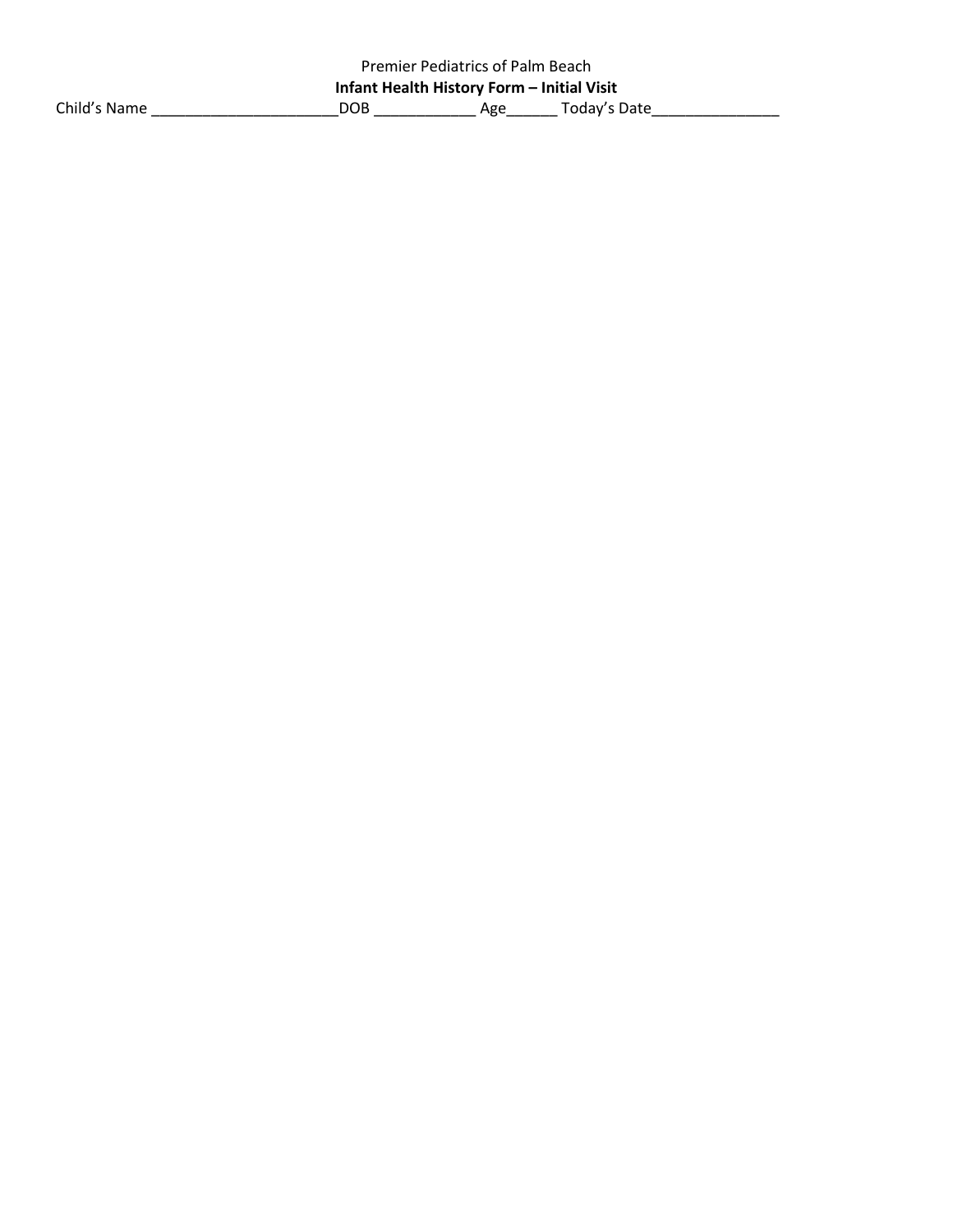Premier Pediatrics of Palm Beach

**Infant Health History Form – Initial Visit**

Child's Name ______________________DOB ____________ Age______ Today's Date_______________